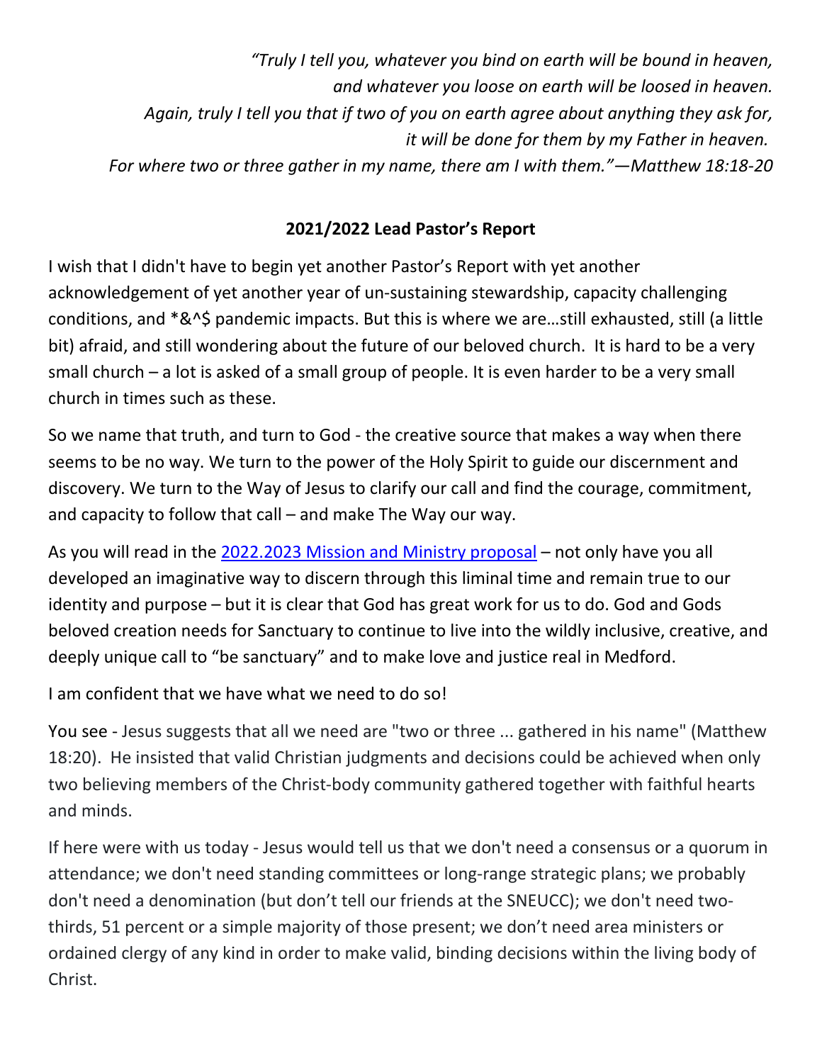*"Truly I tell you, whatever you bind on earth will be bound in heaven,*
*and whatever you loose on earth will be loosed in heaven.*
*Again, truly I tell you that if two of you on earth agree about anything they ask for,*
*it will be done for them by my Father in heaven.*
*For where two or three gather in my name, there am I with them."—Matthew 18:18-20*

## 2021/2022 Lead Pastor's Report

I wish that I didn't have to begin yet another Pastor's Report with yet another acknowledgement of yet another year of un-sustaining stewardship, capacity challenging conditions, and *&^$ pandemic impacts. But this is where we are…still exhausted, still (a little bit) afraid, and still wondering about the future of our beloved church. It is hard to be a very small church – a lot is asked of a small group of people. It is even harder to be a very small church in times such as these.

So we name that truth, and turn to God - the creative source that makes a way when there seems to be no way. We turn to the power of the Holy Spirit to guide our discernment and discovery. We turn to the Way of Jesus to clarify our call and find the courage, commitment, and capacity to follow that call – and make The Way our way.

As you will read in the [2022.2023 Mission and Ministry proposal]() – not only have you all developed an imaginative way to discern through this liminal time and remain true to our identity and purpose – but it is clear that God has great work for us to do. God and Gods beloved creation needs for Sanctuary to continue to live into the wildly inclusive, creative, and deeply unique call to "be sanctuary" and to make love and justice real in Medford.

I am confident that we have what we need to do so!

You see - Jesus suggests that all we need are "two or three ... gathered in his name" (Matthew 18:20). He insisted that valid Christian judgments and decisions could be achieved when only two believing members of the Christ-body community gathered together with faithful hearts and minds.

If here were with us today - Jesus would tell us that we don't need a consensus or a quorum in attendance; we don't need standing committees or long-range strategic plans; we probably don't need a denomination (but don't tell our friends at the SNEUCC); we don't need two-thirds, 51 percent or a simple majority of those present; we don't need area ministers or ordained clergy of any kind in order to make valid, binding decisions within the living body of Christ.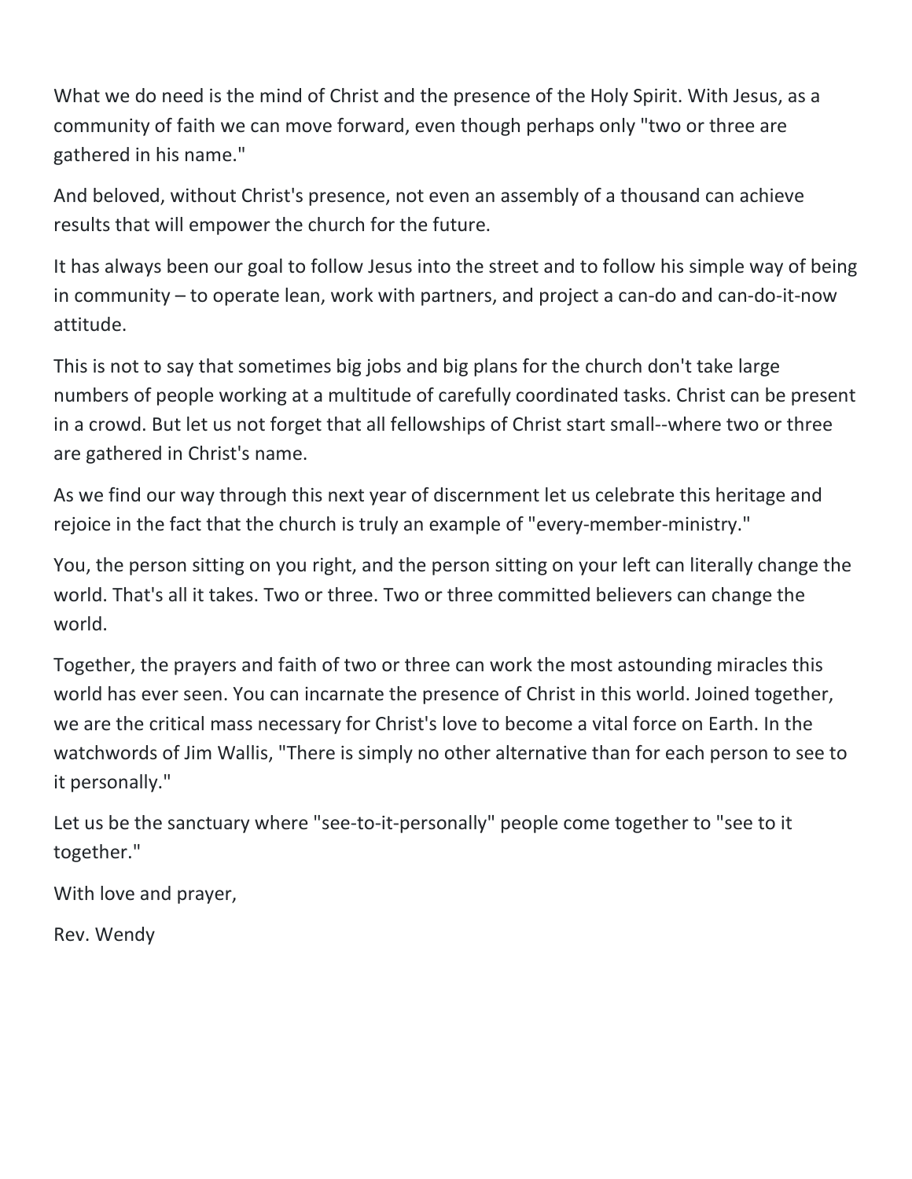What we do need is the mind of Christ and the presence of the Holy Spirit. With Jesus, as a community of faith we can move forward, even though perhaps only "two or three are gathered in his name."

And beloved, without Christ's presence, not even an assembly of a thousand can achieve results that will empower the church for the future.

It has always been our goal to follow Jesus into the street and to follow his simple way of being in community – to operate lean, work with partners, and project a can-do and can-do-it-now attitude.

This is not to say that sometimes big jobs and big plans for the church don't take large numbers of people working at a multitude of carefully coordinated tasks. Christ can be present in a crowd. But let us not forget that all fellowships of Christ start small--where two or three are gathered in Christ's name.

As we find our way through this next year of discernment let us celebrate this heritage and rejoice in the fact that the church is truly an example of "every-member-ministry."

You, the person sitting on you right, and the person sitting on your left can literally change the world. That's all it takes. Two or three. Two or three committed believers can change the world.

Together, the prayers and faith of two or three can work the most astounding miracles this world has ever seen. You can incarnate the presence of Christ in this world. Joined together, we are the critical mass necessary for Christ's love to become a vital force on Earth. In the watchwords of Jim Wallis, "There is simply no other alternative than for each person to see to it personally."

Let us be the sanctuary where "see-to-it-personally" people come together to "see to it together."

With love and prayer,

Rev. Wendy